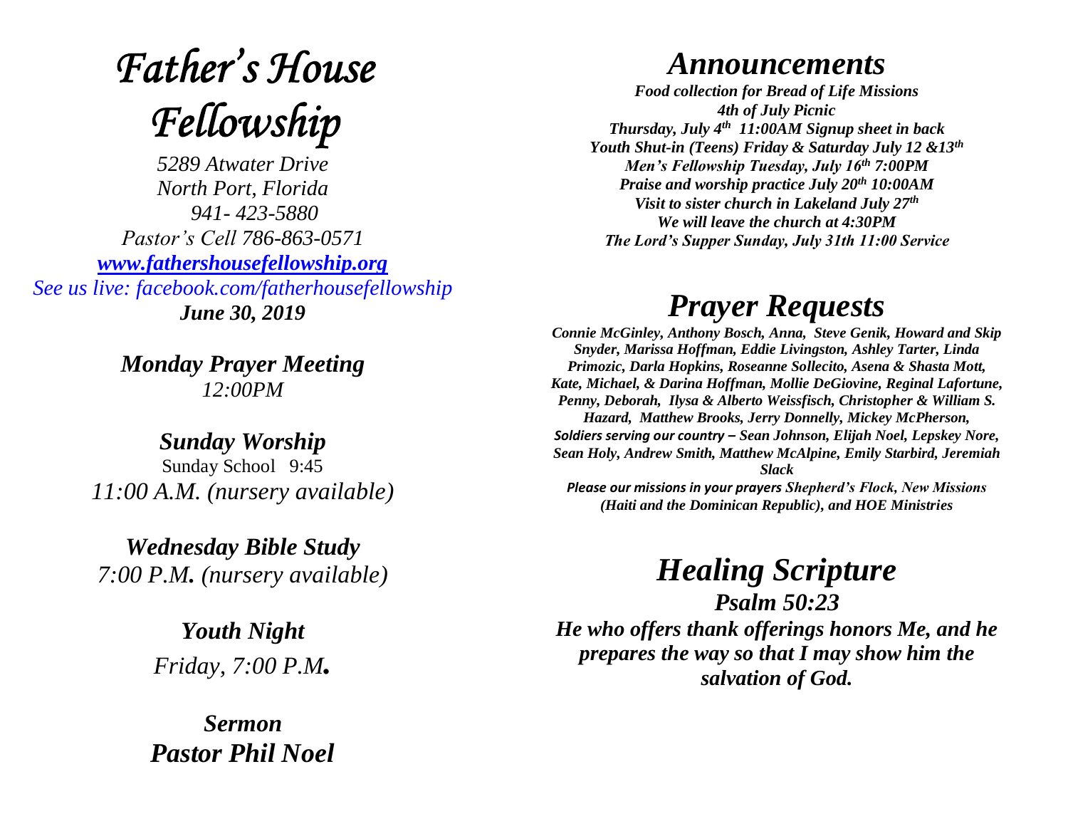# *Father's House Fellowship*

*5289 Atwater Drive*
*North Port, Florida*
*941- 423-5880*
*Pastor's Cell 786-863-0571*
*www.fathershousefellowship.org*
*See us live: facebook.com/fatherhousefellowship*
***June 30, 2019***

***Monday Prayer Meeting***
*12:00PM*

***Sunday Worship***
Sunday School 9:45
*11:00 A.M. (nursery available)*

***Wednesday Bible Study***
*7:00 P.M. (nursery available)*

***Youth Night***
*Friday, 7:00 P.M.*

***Sermon***
***Pastor Phil Noel***

# *Announcements*

***Food collection for Bread of Life Missions***
***4th of July Picnic***
***Thursday, July 4th 11:00AM Signup sheet in back***
***Youth Shut-in (Teens) Friday & Saturday July 12 &13th***
***Men's Fellowship Tuesday, July 16th 7:00PM***
***Praise and worship practice July 20th 10:00AM***
***Visit to sister church in Lakeland July 27th***
***We will leave the church at 4:30PM***
***The Lord's Supper Sunday, July 31th 11:00 Service***

# *Prayer Requests*

***Connie McGinley, Anthony Bosch, Anna, Steve Genik, Howard and Skip Snyder, Marissa Hoffman, Eddie Livingston, Ashley Tarter, Linda Primozic, Darla Hopkins, Roseanne Sollecito, Asena & Shasta Mott, Kate, Michael, & Darina Hoffman, Mollie DeGiovine, Reginal Lafortune, Penny, Deborah, Ilysa & Alberto Weissfisch, Christopher & William S. Hazard, Matthew Brooks, Jerry Donnelly, Mickey McPherson,***
***Soldiers serving our country – Sean Johnson, Elijah Noel, Lepskey Nore, Sean Holy, Andrew Smith, Matthew McAlpine, Emily Starbird, Jeremiah Slack***

***Please our missions in your prayers Shepherd's Flock, New Missions (Haiti and the Dominican Republic), and HOE Ministries***

# *Healing Scripture*

***Psalm 50:23***

***He who offers thank offerings honors Me, and he prepares the way so that I may show him the salvation of God.***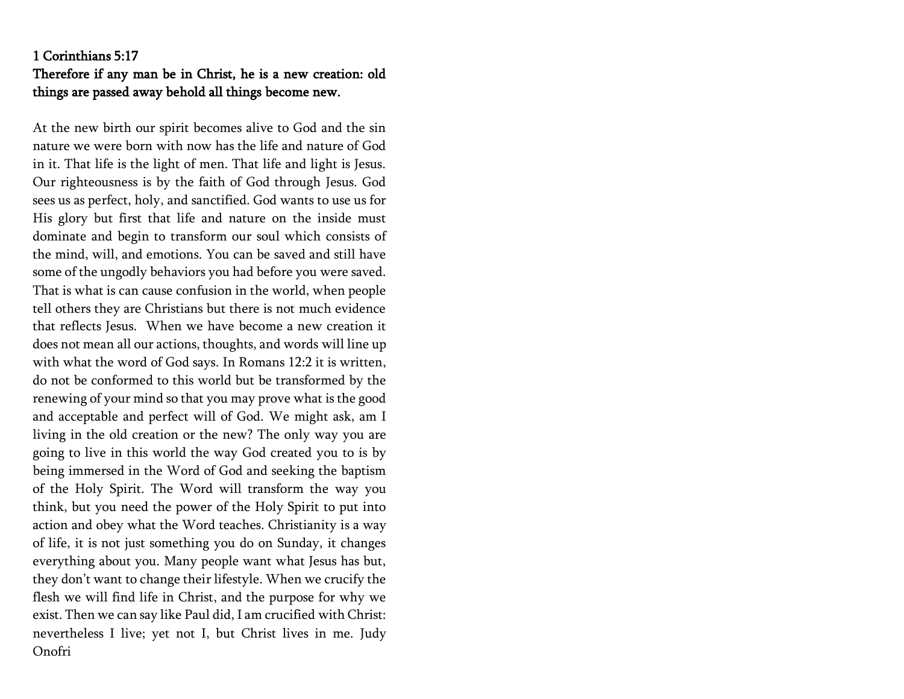**1 Corinthians 5:17**
**Therefore if any man be in Christ, he is a new creation: old things are passed away behold all things become new.**

At the new birth our spirit becomes alive to God and the sin nature we were born with now has the life and nature of God in it. That life is the light of men. That life and light is Jesus. Our righteousness is by the faith of God through Jesus. God sees us as perfect, holy, and sanctified. God wants to use us for His glory but first that life and nature on the inside must dominate and begin to transform our soul which consists of the mind, will, and emotions. You can be saved and still have some of the ungodly behaviors you had before you were saved. That is what is can cause confusion in the world, when people tell others they are Christians but there is not much evidence that reflects Jesus. When we have become a new creation it does not mean all our actions, thoughts, and words will line up with what the word of God says. In Romans 12:2 it is written, do not be conformed to this world but be transformed by the renewing of your mind so that you may prove what is the good and acceptable and perfect will of God. We might ask, am I living in the old creation or the new? The only way you are going to live in this world the way God created you to is by being immersed in the Word of God and seeking the baptism of the Holy Spirit. The Word will transform the way you think, but you need the power of the Holy Spirit to put into action and obey what the Word teaches. Christianity is a way of life, it is not just something you do on Sunday, it changes everything about you. Many people want what Jesus has but, they don't want to change their lifestyle. When we crucify the flesh we will find life in Christ, and the purpose for why we exist. Then we can say like Paul did, I am crucified with Christ: nevertheless I live; yet not I, but Christ lives in me. Judy Onofri